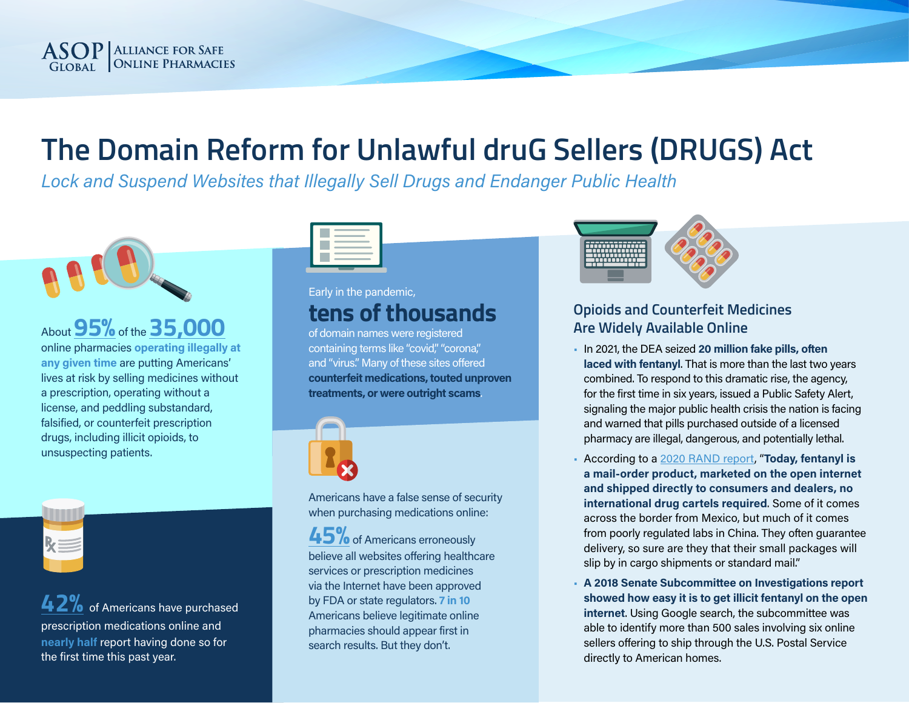ASOP GLOBAL | ALLIANCE FOR SAFE ONLINE PHARMACIES

# The Domain Reform for Unlawful druG Sellers (DRUGS) Act

*Lock and Suspend Websites that Illegally Sell Drugs and Endanger Public Health*

About **95%** of the **35,000** online pharmacies **operating illegally at any given time** are putting Americans' lives at risk by selling medicines without a prescription, operating without a license, and peddling substandard, falsified, or counterfeit prescription drugs, including illicit opioids, to unsuspecting patients.

**42%** of Americans have purchased prescription medications online and **nearly half** report having done so for the first time this past year.

Early in the pandemic,

**tens of thousands**

of domain names were registered containing terms like "covid," "corona," and "virus." Many of these sites offered **counterfeit medications, touted unproven treatments, or were outright scams**.

Americans have a false sense of security when purchasing medications online:

**45%** of Americans erroneously believe all websites offering healthcare services or prescription medicines via the Internet have been approved by FDA or state regulators. **7 in 10** Americans believe legitimate online pharmacies should appear first in search results. But they don't.

## Opioids and Counterfeit Medicines Are Widely Available Online

- In 2021, the DEA seized **20 million fake pills, often laced with fentanyl**. That is more than the last two years combined. To respond to this dramatic rise, the agency, for the first time in six years, issued a Public Safety Alert, signaling the major public health crisis the nation is facing and warned that pills purchased outside of a licensed pharmacy are illegal, dangerous, and potentially lethal.
- According to a 2020 RAND report, "**Today, fentanyl is a mail-order product, marketed on the open internet and shipped directly to consumers and dealers, no international drug cartels required**. Some of it comes across the border from Mexico, but much of it comes from poorly regulated labs in China. They often guarantee delivery, so sure are they that their small packages will slip by in cargo shipments or standard mail."
- **A 2018 Senate Subcommittee on Investigations report showed how easy it is to get illicit fentanyl on the open internet**. Using Google search, the subcommittee was able to identify more than 500 sales involving six online sellers offering to ship through the U.S. Postal Service directly to American homes.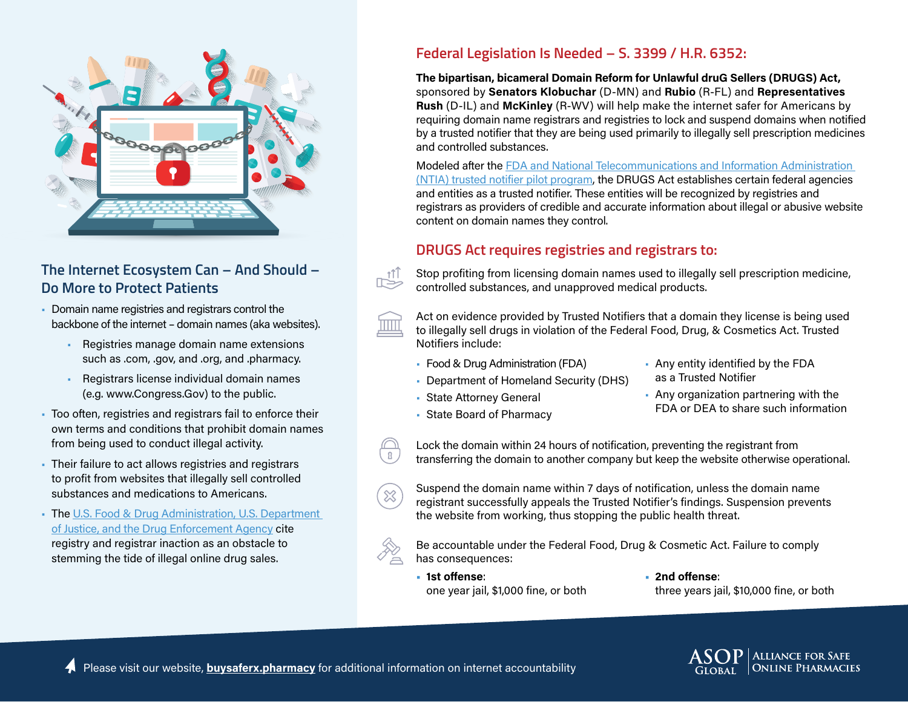## The Internet Ecosystem Can – And Should – Do More to Protect Patients

- Domain name registries and registrars control the backbone of the internet – domain names (aka websites).
  - Registries manage domain name extensions such as .com, .gov, and .org, and .pharmacy.
  - Registrars license individual domain names (e.g. www.Congress.Gov) to the public.
- Too often, registries and registrars fail to enforce their own terms and conditions that prohibit domain names from being used to conduct illegal activity.
- Their failure to act allows registries and registrars to profit from websites that illegally sell controlled substances and medications to Americans.
- The U.S. Food & Drug Administration, U.S. Department of Justice, and the Drug Enforcement Agency cite registry and registrar inaction as an obstacle to stemming the tide of illegal online drug sales.

## Federal Legislation Is Needed – S. 3399 / H.R. 6352:

**The bipartisan, bicameral Domain Reform for Unlawful druG Sellers (DRUGS) Act,** sponsored by **Senators Klobuchar** (D-MN) and **Rubio** (R-FL) and **Representatives Rush** (D-IL) and **McKinley** (R-WV) will help make the internet safer for Americans by requiring domain name registrars and registries to lock and suspend domains when notified by a trusted notifier that they are being used primarily to illegally sell prescription medicines and controlled substances.

Modeled after the FDA and National Telecommunications and Information Administration (NTIA) trusted notifier pilot program, the DRUGS Act establishes certain federal agencies and entities as a trusted notifier. These entities will be recognized by registries and registrars as providers of credible and accurate information about illegal or abusive website content on domain names they control.

## DRUGS Act requires registries and registrars to:

Stop profiting from licensing domain names used to illegally sell prescription medicine, controlled substances, and unapproved medical products.

Act on evidence provided by Trusted Notifiers that a domain they license is being used to illegally sell drugs in violation of the Federal Food, Drug, & Cosmetics Act. Trusted Notifiers include:

- Food & Drug Administration (FDA)
- Department of Homeland Security (DHS)
- State Attorney General
- State Board of Pharmacy
- Any entity identified by the FDA as a Trusted Notifier
- Any organization partnering with the FDA or DEA to share such information

Lock the domain within 24 hours of notification, preventing the registrant from transferring the domain to another company but keep the website otherwise operational.

Suspend the domain name within 7 days of notification, unless the domain name registrant successfully appeals the Trusted Notifier's findings. Suspension prevents the website from working, thus stopping the public health threat.

Be accountable under the Federal Food, Drug & Cosmetic Act. Failure to comply has consequences:

- **1st offense**: one year jail, $1,000 fine, or both
- **2nd offense**: three years jail, $10,000 fine, or both

Please visit our website, **buysaferx.pharmacy** for additional information on internet accountability

ASOP Global | Alliance for Safe Online Pharmacies